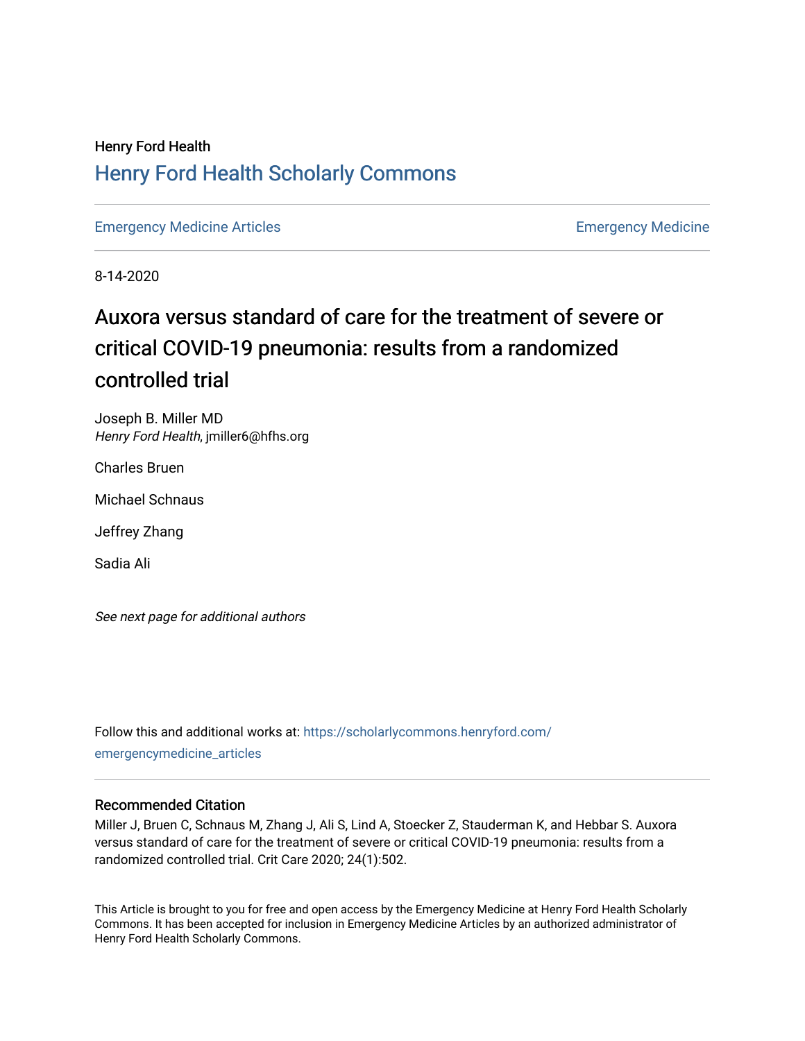Henry Ford Health

# Henry Ford Health Scholarly Commons

Emergency Medicine Articles | Emergency Medicine

8-14-2020

## Auxora versus standard of care for the treatment of severe or critical COVID-19 pneumonia: results from a randomized controlled trial

Joseph B. Miller MD
*Henry Ford Health*, jmiller6@hfhs.org

Charles Bruen

Michael Schnaus

Jeffrey Zhang

Sadia Ali

*See next page for additional authors*

Follow this and additional works at: https://scholarlycommons.henryford.com/emergencymedicine_articles

### Recommended Citation

Miller J, Bruen C, Schnaus M, Zhang J, Ali S, Lind A, Stoecker Z, Stauderman K, and Hebbar S. Auxora versus standard of care for the treatment of severe or critical COVID-19 pneumonia: results from a randomized controlled trial. Crit Care 2020; 24(1):502.

This Article is brought to you for free and open access by the Emergency Medicine at Henry Ford Health Scholarly Commons. It has been accepted for inclusion in Emergency Medicine Articles by an authorized administrator of Henry Ford Health Scholarly Commons.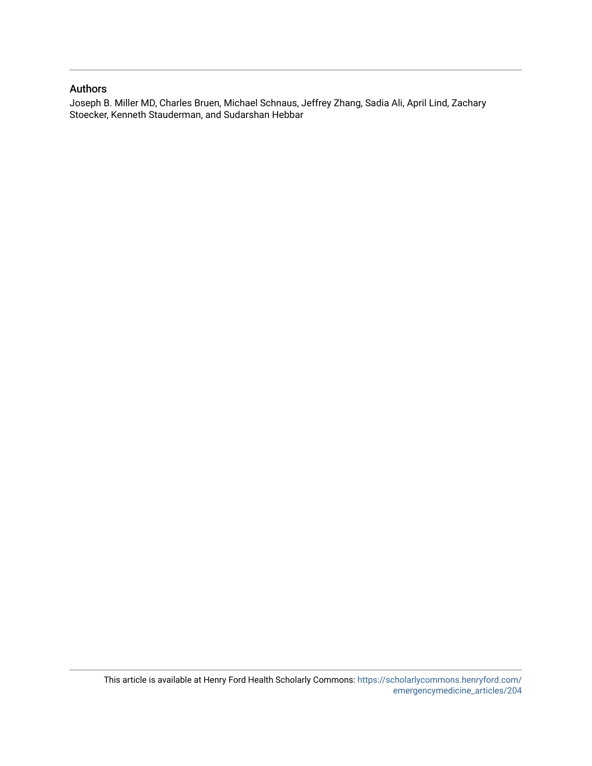## Authors

Joseph B. Miller MD, Charles Bruen, Michael Schnaus, Jeffrey Zhang, Sadia Ali, April Lind, Zachary Stoecker, Kenneth Stauderman, and Sudarshan Hebbar

This article is available at Henry Ford Health Scholarly Commons: https://scholarlycommons.henryford.com/emergencymedicine_articles/204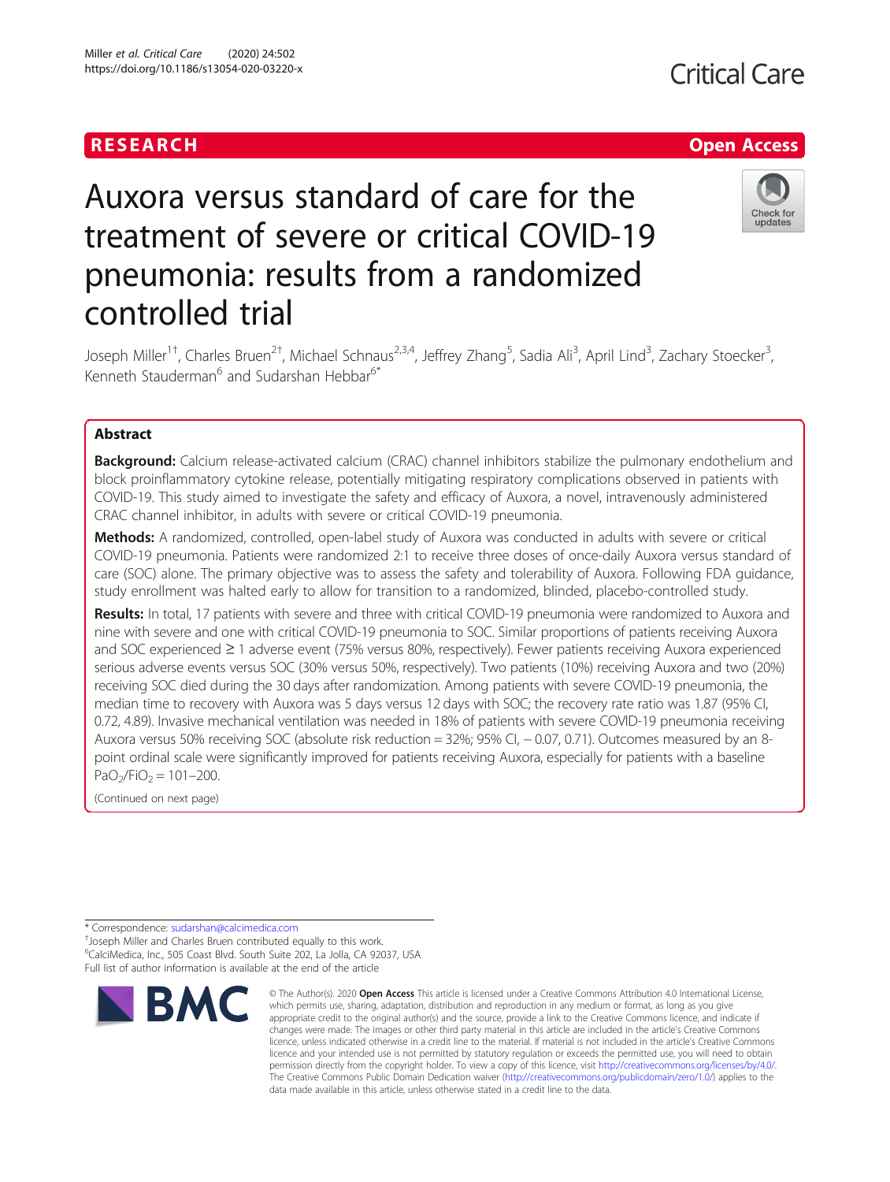# Auxora versus standard of care for the treatment of severe or critical COVID-19 pneumonia: results from a randomized controlled trial

Joseph Miller[1†], Charles Bruen[2†], Michael Schnaus[2,3,4], Jeffrey Zhang[5], Sadia Ali[3], April Lind[3], Zachary Stoecker[3], Kenneth Stauderman[6] and Sudarshan Hebbar[6*]

## Abstract

**Background:** Calcium release-activated calcium (CRAC) channel inhibitors stabilize the pulmonary endothelium and block proinflammatory cytokine release, potentially mitigating respiratory complications observed in patients with COVID-19. This study aimed to investigate the safety and efficacy of Auxora, a novel, intravenously administered CRAC channel inhibitor, in adults with severe or critical COVID-19 pneumonia.

**Methods:** A randomized, controlled, open-label study of Auxora was conducted in adults with severe or critical COVID-19 pneumonia. Patients were randomized 2:1 to receive three doses of once-daily Auxora versus standard of care (SOC) alone. The primary objective was to assess the safety and tolerability of Auxora. Following FDA guidance, study enrollment was halted early to allow for transition to a randomized, blinded, placebo-controlled study.

**Results:** In total, 17 patients with severe and three with critical COVID-19 pneumonia were randomized to Auxora and nine with severe and one with critical COVID-19 pneumonia to SOC. Similar proportions of patients receiving Auxora and SOC experienced ≥ 1 adverse event (75% versus 80%, respectively). Fewer patients receiving Auxora experienced serious adverse events versus SOC (30% versus 50%, respectively). Two patients (10%) receiving Auxora and two (20%) receiving SOC died during the 30 days after randomization. Among patients with severe COVID-19 pneumonia, the median time to recovery with Auxora was 5 days versus 12 days with SOC; the recovery rate ratio was 1.87 (95% CI, 0.72, 4.89). Invasive mechanical ventilation was needed in 18% of patients with severe COVID-19 pneumonia receiving Auxora versus 50% receiving SOC (absolute risk reduction = 32%; 95% CI, − 0.07, 0.71). Outcomes measured by an 8-point ordinal scale were significantly improved for patients receiving Auxora, especially for patients with a baseline $PaO_2/FiO_2$ = 101–200.

(Continued on next page)

\* Correspondence: sudarshan@calcimedica.com
†Joseph Miller and Charles Bruen contributed equally to this work.
[6]CalciMedica, Inc., 505 Coast Blvd. South Suite 202, La Jolla, CA 92037, USA
Full list of author information is available at the end of the article

© The Author(s). 2020 **Open Access** This article is licensed under a Creative Commons Attribution 4.0 International License, which permits use, sharing, adaptation, distribution and reproduction in any medium or format, as long as you give appropriate credit to the original author(s) and the source, provide a link to the Creative Commons licence, and indicate if changes were made. The images or other third party material in this article are included in the article's Creative Commons licence, unless indicated otherwise in a credit line to the material. If material is not included in the article's Creative Commons licence and your intended use is not permitted by statutory regulation or exceeds the permitted use, you will need to obtain permission directly from the copyright holder. To view a copy of this licence, visit http://creativecommons.org/licenses/by/4.0/. The Creative Commons Public Domain Dedication waiver (http://creativecommons.org/publicdomain/zero/1.0/) applies to the data made available in this article, unless otherwise stated in a credit line to the data.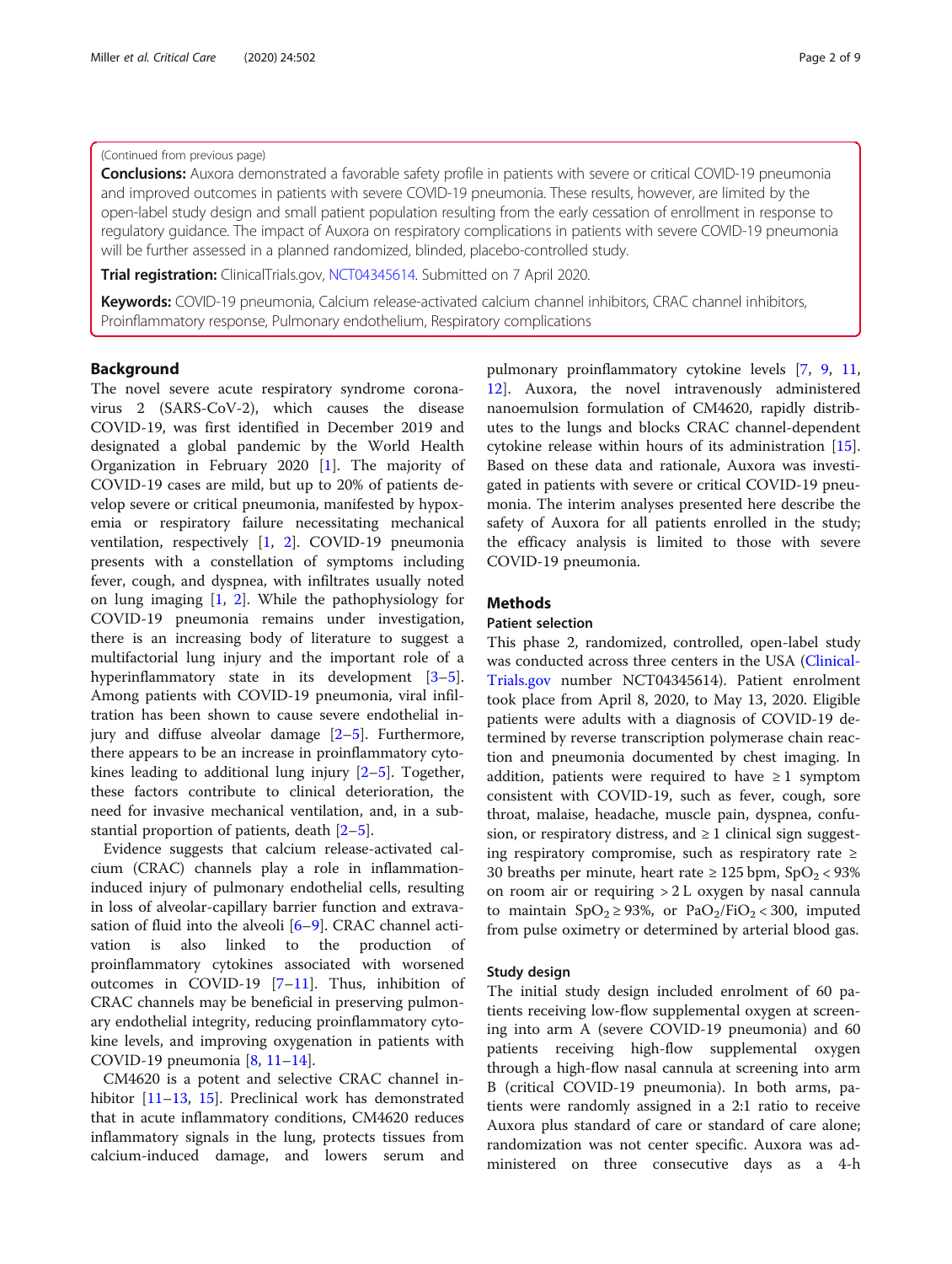(Continued from previous page)

**Conclusions:** Auxora demonstrated a favorable safety profile in patients with severe or critical COVID-19 pneumonia and improved outcomes in patients with severe COVID-19 pneumonia. These results, however, are limited by the open-label study design and small patient population resulting from the early cessation of enrollment in response to regulatory guidance. The impact of Auxora on respiratory complications in patients with severe COVID-19 pneumonia will be further assessed in a planned randomized, blinded, placebo-controlled study.

**Trial registration:** ClinicalTrials.gov, NCT04345614. Submitted on 7 April 2020.

**Keywords:** COVID-19 pneumonia, Calcium release-activated calcium channel inhibitors, CRAC channel inhibitors, Proinflammatory response, Pulmonary endothelium, Respiratory complications

## Background

The novel severe acute respiratory syndrome coronavirus 2 (SARS-CoV-2), which causes the disease COVID-19, was first identified in December 2019 and designated a global pandemic by the World Health Organization in February 2020 [1]. The majority of COVID-19 cases are mild, but up to 20% of patients develop severe or critical pneumonia, manifested by hypoxemia or respiratory failure necessitating mechanical ventilation, respectively [1, 2]. COVID-19 pneumonia presents with a constellation of symptoms including fever, cough, and dyspnea, with infiltrates usually noted on lung imaging [1, 2]. While the pathophysiology for COVID-19 pneumonia remains under investigation, there is an increasing body of literature to suggest a multifactorial lung injury and the important role of a hyperinflammatory state in its development [3–5]. Among patients with COVID-19 pneumonia, viral infiltration has been shown to cause severe endothelial injury and diffuse alveolar damage [2–5]. Furthermore, there appears to be an increase in proinflammatory cytokines leading to additional lung injury [2–5]. Together, these factors contribute to clinical deterioration, the need for invasive mechanical ventilation, and, in a substantial proportion of patients, death [2–5].

Evidence suggests that calcium release-activated calcium (CRAC) channels play a role in inflammation-induced injury of pulmonary endothelial cells, resulting in loss of alveolar-capillary barrier function and extravasation of fluid into the alveoli [6–9]. CRAC channel activation is also linked to the production of proinflammatory cytokines associated with worsened outcomes in COVID-19 [7–11]. Thus, inhibition of CRAC channels may be beneficial in preserving pulmonary endothelial integrity, reducing proinflammatory cytokine levels, and improving oxygenation in patients with COVID-19 pneumonia [8, 11–14].

CM4620 is a potent and selective CRAC channel inhibitor [11–13, 15]. Preclinical work has demonstrated that in acute inflammatory conditions, CM4620 reduces inflammatory signals in the lung, protects tissues from calcium-induced damage, and lowers serum and pulmonary proinflammatory cytokine levels [7, 9, 11, 12]. Auxora, the novel intravenously administered nanoemulsion formulation of CM4620, rapidly distributes to the lungs and blocks CRAC channel-dependent cytokine release within hours of its administration [15]. Based on these data and rationale, Auxora was investigated in patients with severe or critical COVID-19 pneumonia. The interim analyses presented here describe the safety of Auxora for all patients enrolled in the study; the efficacy analysis is limited to those with severe COVID-19 pneumonia.

## Methods

### Patient selection

This phase 2, randomized, controlled, open-label study was conducted across three centers in the USA (ClinicalTrials.gov number NCT04345614). Patient enrolment took place from April 8, 2020, to May 13, 2020. Eligible patients were adults with a diagnosis of COVID-19 determined by reverse transcription polymerase chain reaction and pneumonia documented by chest imaging. In addition, patients were required to have ≥ 1 symptom consistent with COVID-19, such as fever, cough, sore throat, malaise, headache, muscle pain, dyspnea, confusion, or respiratory distress, and ≥ 1 clinical sign suggesting respiratory compromise, such as respiratory rate ≥ 30 breaths per minute, heart rate ≥ 125 bpm, $SpO_2 < 93\%$ on room air or requiring > 2 L oxygen by nasal cannula to maintain $SpO_2 \geq 93\%$, or $PaO_2/FiO_2 < 300$, imputed from pulse oximetry or determined by arterial blood gas.

### Study design

The initial study design included enrolment of 60 patients receiving low-flow supplemental oxygen at screening into arm A (severe COVID-19 pneumonia) and 60 patients receiving high-flow supplemental oxygen through a high-flow nasal cannula at screening into arm B (critical COVID-19 pneumonia). In both arms, patients were randomly assigned in a 2:1 ratio to receive Auxora plus standard of care or standard of care alone; randomization was not center specific. Auxora was administered on three consecutive days as a 4-h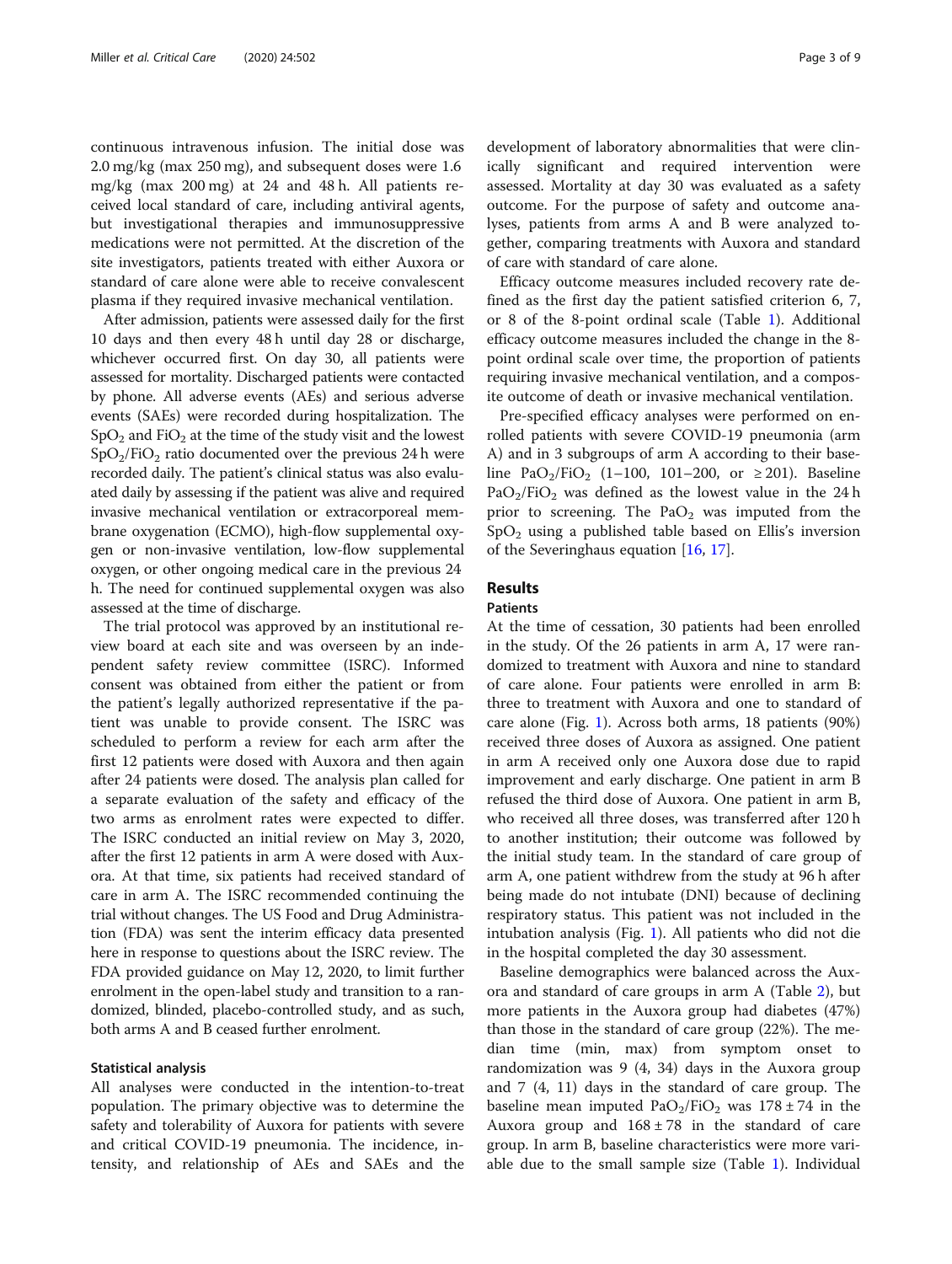continuous intravenous infusion. The initial dose was 2.0 mg/kg (max 250 mg), and subsequent doses were 1.6 mg/kg (max 200 mg) at 24 and 48 h. All patients received local standard of care, including antiviral agents, but investigational therapies and immunosuppressive medications were not permitted. At the discretion of the site investigators, patients treated with either Auxora or standard of care alone were able to receive convalescent plasma if they required invasive mechanical ventilation.

After admission, patients were assessed daily for the first 10 days and then every 48 h until day 28 or discharge, whichever occurred first. On day 30, all patients were assessed for mortality. Discharged patients were contacted by phone. All adverse events (AEs) and serious adverse events (SAEs) were recorded during hospitalization. The $SpO_2$ and $FiO_2$ at the time of the study visit and the lowest $SpO_2/FiO_2$ ratio documented over the previous 24 h were recorded daily. The patient's clinical status was also evaluated daily by assessing if the patient was alive and required invasive mechanical ventilation or extracorporeal membrane oxygenation (ECMO), high-flow supplemental oxygen or non-invasive ventilation, low-flow supplemental oxygen, or other ongoing medical care in the previous 24 h. The need for continued supplemental oxygen was also assessed at the time of discharge.

The trial protocol was approved by an institutional review board at each site and was overseen by an independent safety review committee (ISRC). Informed consent was obtained from either the patient or from the patient's legally authorized representative if the patient was unable to provide consent. The ISRC was scheduled to perform a review for each arm after the first 12 patients were dosed with Auxora and then again after 24 patients were dosed. The analysis plan called for a separate evaluation of the safety and efficacy of the two arms as enrolment rates were expected to differ. The ISRC conducted an initial review on May 3, 2020, after the first 12 patients in arm A were dosed with Auxora. At that time, six patients had received standard of care in arm A. The ISRC recommended continuing the trial without changes. The US Food and Drug Administration (FDA) was sent the interim efficacy data presented here in response to questions about the ISRC review. The FDA provided guidance on May 12, 2020, to limit further enrolment in the open-label study and transition to a randomized, blinded, placebo-controlled study, and as such, both arms A and B ceased further enrolment.

### Statistical analysis

All analyses were conducted in the intention-to-treat population. The primary objective was to determine the safety and tolerability of Auxora for patients with severe and critical COVID-19 pneumonia. The incidence, intensity, and relationship of AEs and SAEs and the development of laboratory abnormalities that were clinically significant and required intervention were assessed. Mortality at day 30 was evaluated as a safety outcome. For the purpose of safety and outcome analyses, patients from arms A and B were analyzed together, comparing treatments with Auxora and standard of care with standard of care alone.

Efficacy outcome measures included recovery rate defined as the first day the patient satisfied criterion 6, 7, or 8 of the 8-point ordinal scale (Table 1). Additional efficacy outcome measures included the change in the 8-point ordinal scale over time, the proportion of patients requiring invasive mechanical ventilation, and a composite outcome of death or invasive mechanical ventilation.

Pre-specified efficacy analyses were performed on enrolled patients with severe COVID-19 pneumonia (arm A) and in 3 subgroups of arm A according to their baseline $PaO_2/FiO_2$ (1–100, 101–200, or ≥ 201). Baseline $PaO_2/FiO_2$ was defined as the lowest value in the 24 h prior to screening. The $PaO_2$ was imputed from the $SpO_2$ using a published table based on Ellis's inversion of the Severinghaus equation [16, 17].

## Results

### Patients

At the time of cessation, 30 patients had been enrolled in the study. Of the 26 patients in arm A, 17 were randomized to treatment with Auxora and nine to standard of care alone. Four patients were enrolled in arm B: three to treatment with Auxora and one to standard of care alone (Fig. 1). Across both arms, 18 patients (90%) received three doses of Auxora as assigned. One patient in arm A received only one Auxora dose due to rapid improvement and early discharge. One patient in arm B refused the third dose of Auxora. One patient in arm B, who received all three doses, was transferred after 120 h to another institution; their outcome was followed by the initial study team. In the standard of care group of arm A, one patient withdrew from the study at 96 h after being made do not intubate (DNI) because of declining respiratory status. This patient was not included in the intubation analysis (Fig. 1). All patients who did not die in the hospital completed the day 30 assessment.

Baseline demographics were balanced across the Auxora and standard of care groups in arm A (Table 2), but more patients in the Auxora group had diabetes (47%) than those in the standard of care group (22%). The median time (min, max) from symptom onset to randomization was 9 (4, 34) days in the Auxora group and 7 (4, 11) days in the standard of care group. The baseline mean imputed $PaO_2/FiO_2$ was 178 ± 74 in the Auxora group and 168 ± 78 in the standard of care group. In arm B, baseline characteristics were more variable due to the small sample size (Table 1). Individual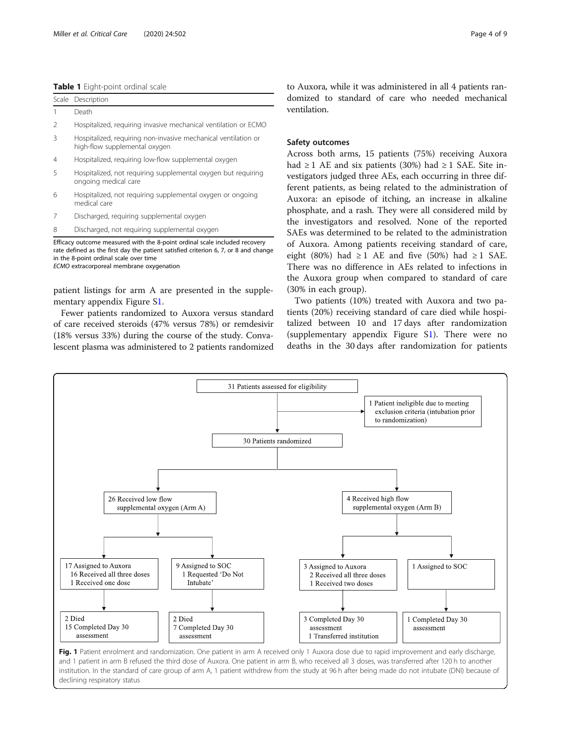**Table 1** Eight-point ordinal scale

| Scale | Description |
| --- | --- |
| 1 | Death |
| 2 | Hospitalized, requiring invasive mechanical ventilation or ECMO |
| 3 | Hospitalized, requiring non-invasive mechanical ventilation or high-flow supplemental oxygen |
| 4 | Hospitalized, requiring low-flow supplemental oxygen |
| 5 | Hospitalized, not requiring supplemental oxygen but requiring ongoing medical care |
| 6 | Hospitalized, not requiring supplemental oxygen or ongoing medical care |
| 7 | Discharged, requiring supplemental oxygen |
| 8 | Discharged, not requiring supplemental oxygen |

Efficacy outcome measured with the 8-point ordinal scale included recovery rate defined as the first day the patient satisfied criterion 6, 7, or 8 and change in the 8-point ordinal scale over time
*ECMO* extracorporeal membrane oxygenation

patient listings for arm A are presented in the supplementary appendix Figure S1.

Fewer patients randomized to Auxora versus standard of care received steroids (47% versus 78%) or remdesivir (18% versus 33%) during the course of the study. Convalescent plasma was administered to 2 patients randomized to Auxora, while it was administered in all 4 patients randomized to standard of care who needed mechanical ventilation.

### Safety outcomes

Across both arms, 15 patients (75%) receiving Auxora had ≥ 1 AE and six patients (30%) had ≥ 1 SAE. Site investigators judged three AEs, each occurring in three different patients, as being related to the administration of Auxora: an episode of itching, an increase in alkaline phosphate, and a rash. They were all considered mild by the investigators and resolved. None of the reported SAEs was determined to be related to the administration of Auxora. Among patients receiving standard of care, eight (80%) had ≥ 1 AE and five (50%) had ≥ 1 SAE. There was no difference in AEs related to infections in the Auxora group when compared to standard of care (30% in each group).

Two patients (10%) treated with Auxora and two patients (20%) receiving standard of care died while hospitalized between 10 and 17 days after randomization (supplementary appendix Figure S1). There were no deaths in the 30 days after randomization for patients

31 Patients assessed for eligibility

1 Patient ineligible due to meeting exclusion criteria (intubation prior to randomization)

30 Patients randomized

26 Received low flow supplemental oxygen (Arm A)

4 Received high flow supplemental oxygen (Arm B)

17 Assigned to Auxora
16 Received all three doses
1 Received one dose

9 Assigned to SOC
1 Requested 'Do Not Intubate'

3 Assigned to Auxora
2 Received all three doses
1 Received two doses

1 Assigned to SOC

2 Died
15 Completed Day 30 assessment

2 Died
7 Completed Day 30 assessment

3 Completed Day 30 assessment
1 Transferred institution

1 Completed Day 30 assessment

**Fig. 1** Patient enrolment and randomization. One patient in arm A received only 1 Auxora dose due to rapid improvement and early discharge, and 1 patient in arm B refused the third dose of Auxora. One patient in arm B, who received all 3 doses, was transferred after 120 h to another institution. In the standard of care group of arm A, 1 patient withdrew from the study at 96 h after being made do not intubate (DNI) because of declining respiratory status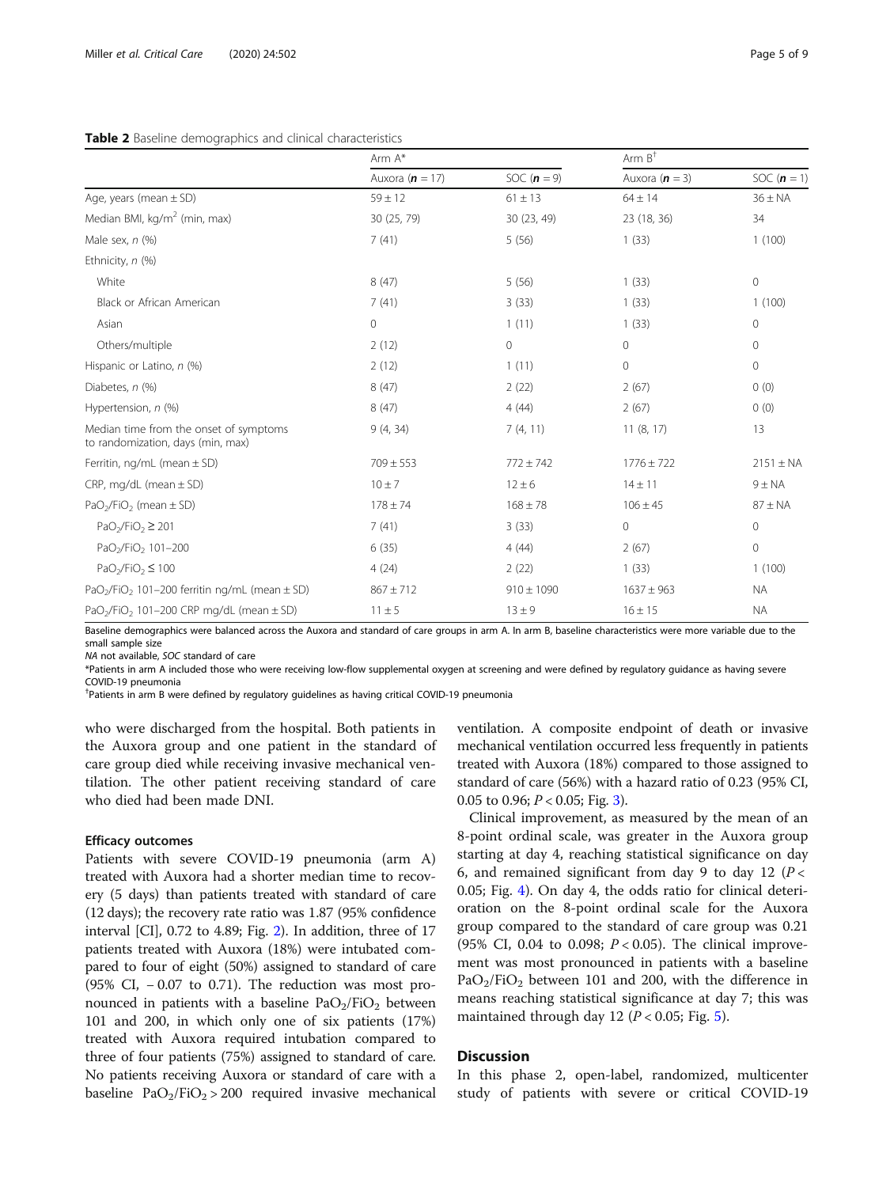**Table 2** Baseline demographics and clinical characteristics

| | Arm A* | | Arm B[†] | |
|---|---|---|---|---|
| | Auxora (***n*** = 17) | SOC (***n*** = 9) | Auxora (***n*** = 3) | SOC (***n*** = 1) |
| Age, years (mean ± SD) | 59 ± 12 | 61 ± 13 | 64 ± 14 | 36 ± NA |
| Median BMI, kg/m$^2$ (min, max) | 30 (25, 79) | 30 (23, 49) | 23 (18, 36) | 34 |
| Male sex, *n* (%) | 7 (41) | 5 (56) | 1 (33) | 1 (100) |
| Ethnicity, *n* (%) | | | | |
| White | 8 (47) | 5 (56) | 1 (33) | 0 |
| Black or African American | 7 (41) | 3 (33) | 1 (33) | 1 (100) |
| Asian | 0 | 1 (11) | 1 (33) | 0 |
| Others/multiple | 2 (12) | 0 | 0 | 0 |
| Hispanic or Latino, *n* (%) | 2 (12) | 1 (11) | 0 | 0 |
| Diabetes, *n* (%) | 8 (47) | 2 (22) | 2 (67) | 0 (0) |
| Hypertension, *n* (%) | 8 (47) | 4 (44) | 2 (67) | 0 (0) |
| Median time from the onset of symptoms to randomization, days (min, max) | 9 (4, 34) | 7 (4, 11) | 11 (8, 17) | 13 |
| Ferritin, ng/mL (mean ± SD) | 709 ± 553 | 772 ± 742 | 1776 ± 722 | 2151 ± NA |
| CRP, mg/dL (mean ± SD) | 10 ± 7 | 12 ± 6 | 14 ± 11 | 9 ± NA |
| $PaO_2/FiO_2$ (mean ± SD) | 178 ± 74 | 168 ± 78 | 106 ± 45 | 87 ± NA |
| $PaO_2/FiO_2 \geq 201$ | 7 (41) | 3 (33) | 0 | 0 |
| $PaO_2/FiO_2$ 101–200 | 6 (35) | 4 (44) | 2 (67) | 0 |
| $PaO_2/FiO_2 \leq 100$ | 4 (24) | 2 (22) | 1 (33) | 1 (100) |
| $PaO_2/FiO_2$ 101–200 ferritin ng/mL (mean ± SD) | 867 ± 712 | 910 ± 1090 | 1637 ± 963 | NA |
| $PaO_2/FiO_2$ 101–200 CRP mg/dL (mean ± SD) | 11 ± 5 | 13 ± 9 | 16 ± 15 | NA |

Baseline demographics were balanced across the Auxora and standard of care groups in arm A. In arm B, baseline characteristics were more variable due to the small sample size

*NA* not available, *SOC* standard of care

*Patients in arm A included those who were receiving low-flow supplemental oxygen at screening and were defined by regulatory guidance as having severe COVID-19 pneumonia

[†]Patients in arm B were defined by regulatory guidelines as having critical COVID-19 pneumonia

who were discharged from the hospital. Both patients in the Auxora group and one patient in the standard of care group died while receiving invasive mechanical ventilation. The other patient receiving standard of care who died had been made DNI.

### Efficacy outcomes

Patients with severe COVID-19 pneumonia (arm A) treated with Auxora had a shorter median time to recovery (5 days) than patients treated with standard of care (12 days); the recovery rate ratio was 1.87 (95% confidence interval [CI], 0.72 to 4.89; Fig. 2). In addition, three of 17 patients treated with Auxora (18%) were intubated compared to four of eight (50%) assigned to standard of care (95% CI, − 0.07 to 0.71). The reduction was most pronounced in patients with a baseline $PaO_2/FiO_2$ between 101 and 200, in which only one of six patients (17%) treated with Auxora required intubation compared to three of four patients (75%) assigned to standard of care. No patients receiving Auxora or standard of care with a baseline $PaO_2/FiO_2 > 200$ required invasive mechanical ventilation. A composite endpoint of death or invasive mechanical ventilation occurred less frequently in patients treated with Auxora (18%) compared to those assigned to standard of care (56%) with a hazard ratio of 0.23 (95% CI, 0.05 to 0.96; $P < 0.05$; Fig. 3).

Clinical improvement, as measured by the mean of an 8-point ordinal scale, was greater in the Auxora group starting at day 4, reaching statistical significance on day 6, and remained significant from day 9 to day 12 ($P < 0.05$; Fig. 4). On day 4, the odds ratio for clinical deterioration on the 8-point ordinal scale for the Auxora group compared to the standard of care group was 0.21 (95% CI, 0.04 to 0.098; $P < 0.05$). The clinical improvement was most pronounced in patients with a baseline $PaO_2/FiO_2$ between 101 and 200, with the difference in means reaching statistical significance at day 7; this was maintained through day 12 ($P < 0.05$; Fig. 5).

## Discussion

In this phase 2, open-label, randomized, multicenter study of patients with severe or critical COVID-19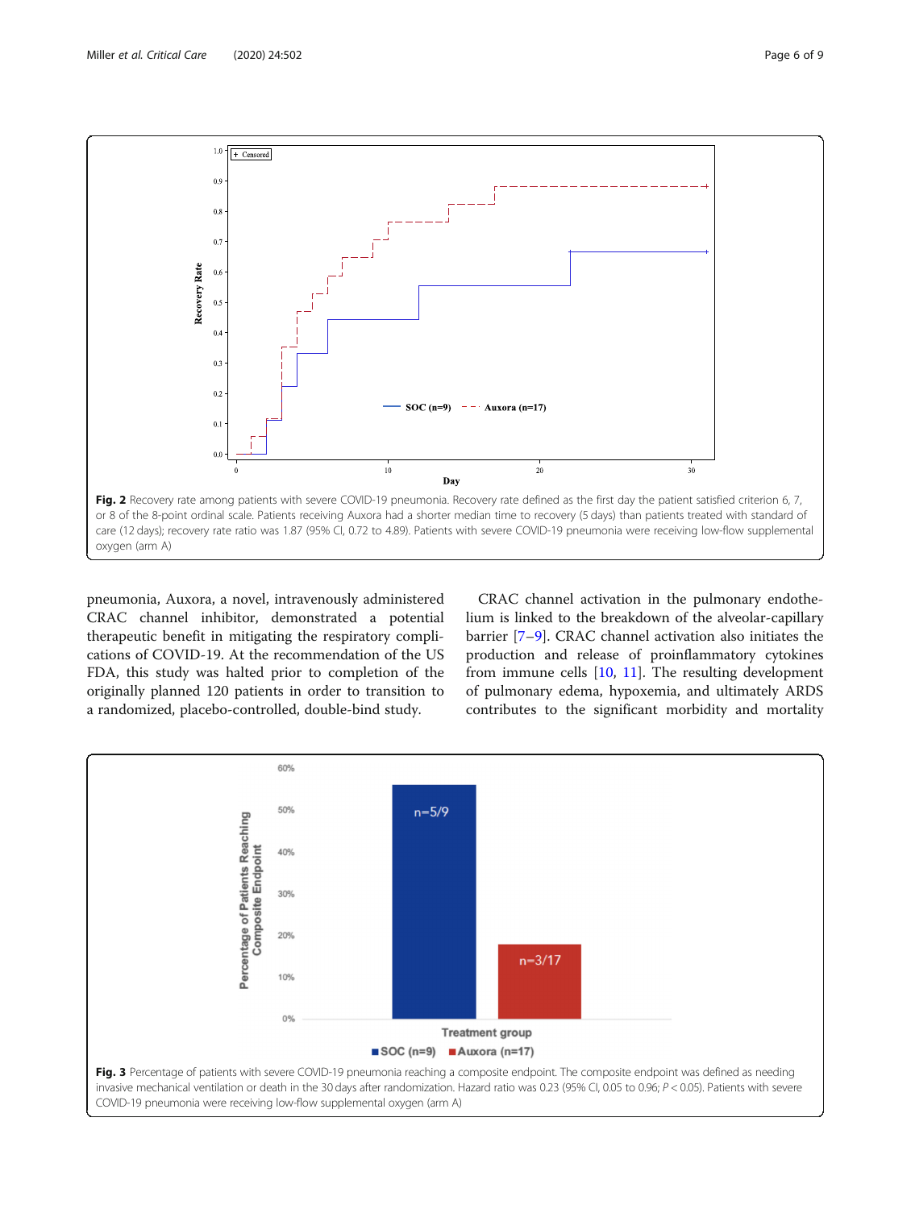+ Censored

Recovery Rate

1.0
0.9
0.8
0.7
0.6
0.5
0.4
0.3
0.2
0.1
0.0

0
10
20
30

Day

SOC (n=9)
Auxora (n=17)

**Fig. 2** Recovery rate among patients with severe COVID-19 pneumonia. Recovery rate defined as the first day the patient satisfied criterion 6, 7, or 8 of the 8-point ordinal scale. Patients receiving Auxora had a shorter median time to recovery (5 days) than patients treated with standard of care (12 days); recovery rate ratio was 1.87 (95% CI, 0.72 to 4.89). Patients with severe COVID-19 pneumonia were receiving low-flow supplemental oxygen (arm A)

pneumonia, Auxora, a novel, intravenously administered CRAC channel inhibitor, demonstrated a potential therapeutic benefit in mitigating the respiratory complications of COVID-19. At the recommendation of the US FDA, this study was halted prior to completion of the originally planned 120 patients in order to transition to a randomized, placebo-controlled, double-bind study.

CRAC channel activation in the pulmonary endothelium is linked to the breakdown of the alveolar-capillary barrier [7–9]. CRAC channel activation also initiates the production and release of proinflammatory cytokines from immune cells [10, 11]. The resulting development of pulmonary edema, hypoxemia, and ultimately ARDS contributes to the significant morbidity and mortality

Percentage of Patients Reaching Composite Endpoint

60%
50%
40%
30%
20%
10%
0%

n=5/9
n=3/17

Treatment group

SOC (n=9)
Auxora (n=17)

**Fig. 3** Percentage of patients with severe COVID-19 pneumonia reaching a composite endpoint. The composite endpoint was defined as needing invasive mechanical ventilation or death in the 30 days after randomization. Hazard ratio was 0.23 (95% CI, 0.05 to 0.96; $P < 0.05$). Patients with severe COVID-19 pneumonia were receiving low-flow supplemental oxygen (arm A)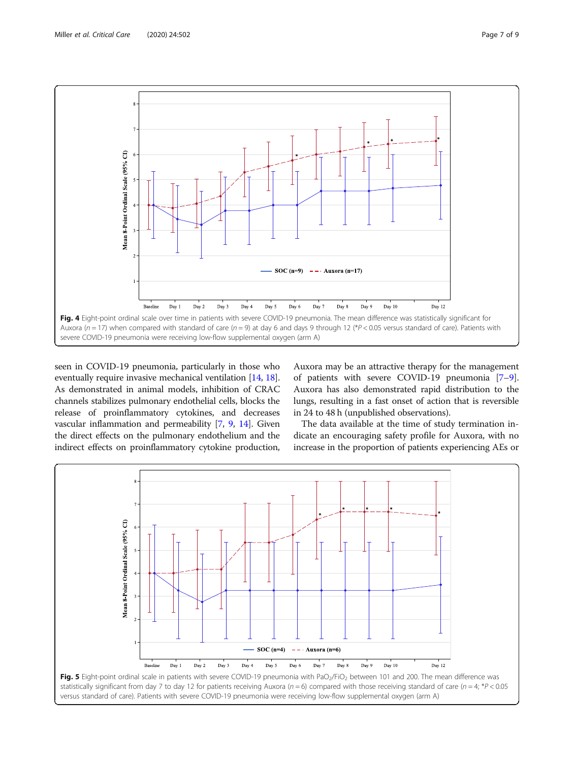Mean 8-Point Ordinal Scale (95% CI)

8
7
6
5
4
3
2
1

SOC (n=9)
Auxora (n=17)

Baseline
Day 1
Day 2
Day 3
Day 4
Day 5
Day 6
Day 7
Day 8
Day 9
Day 10
Day 12

**Fig. 4** Eight-point ordinal scale over time in patients with severe COVID-19 pneumonia. The mean difference was statistically significant for Auxora ($n = 17$) when compared with standard of care ($n = 9$) at day 6 and days 9 through 12 (*$P < 0.05$ versus standard of care). Patients with severe COVID-19 pneumonia were receiving low-flow supplemental oxygen (arm A)

seen in COVID-19 pneumonia, particularly in those who eventually require invasive mechanical ventilation [14, 18]. As demonstrated in animal models, inhibition of CRAC channels stabilizes pulmonary endothelial cells, blocks the release of proinflammatory cytokines, and decreases vascular inflammation and permeability [7, 9, 14]. Given the direct effects on the pulmonary endothelium and the indirect effects on proinflammatory cytokine production, Auxora may be an attractive therapy for the management of patients with severe COVID-19 pneumonia [7–9]. Auxora has also demonstrated rapid distribution to the lungs, resulting in a fast onset of action that is reversible in 24 to 48 h (unpublished observations).

The data available at the time of study termination indicate an encouraging safety profile for Auxora, with no increase in the proportion of patients experiencing AEs or

Mean 8-Point Ordinal Scale (95% CI)

8
7
6
5
4
3
2
1

SOC (n=4)
Auxora (n=6)

Baseline
Day 1
Day 2
Day 3
Day 4
Day 5
Day 6
Day 7
Day 8
Day 9
Day 10
Day 12

**Fig. 5** Eight-point ordinal scale in patients with severe COVID-19 pneumonia with $PaO_2/FiO_2$ between 101 and 200. The mean difference was statistically significant from day 7 to day 12 for patients receiving Auxora ($n = 6$) compared with those receiving standard of care ($n = 4$; *$P < 0.05$ versus standard of care). Patients with severe COVID-19 pneumonia were receiving low-flow supplemental oxygen (arm A)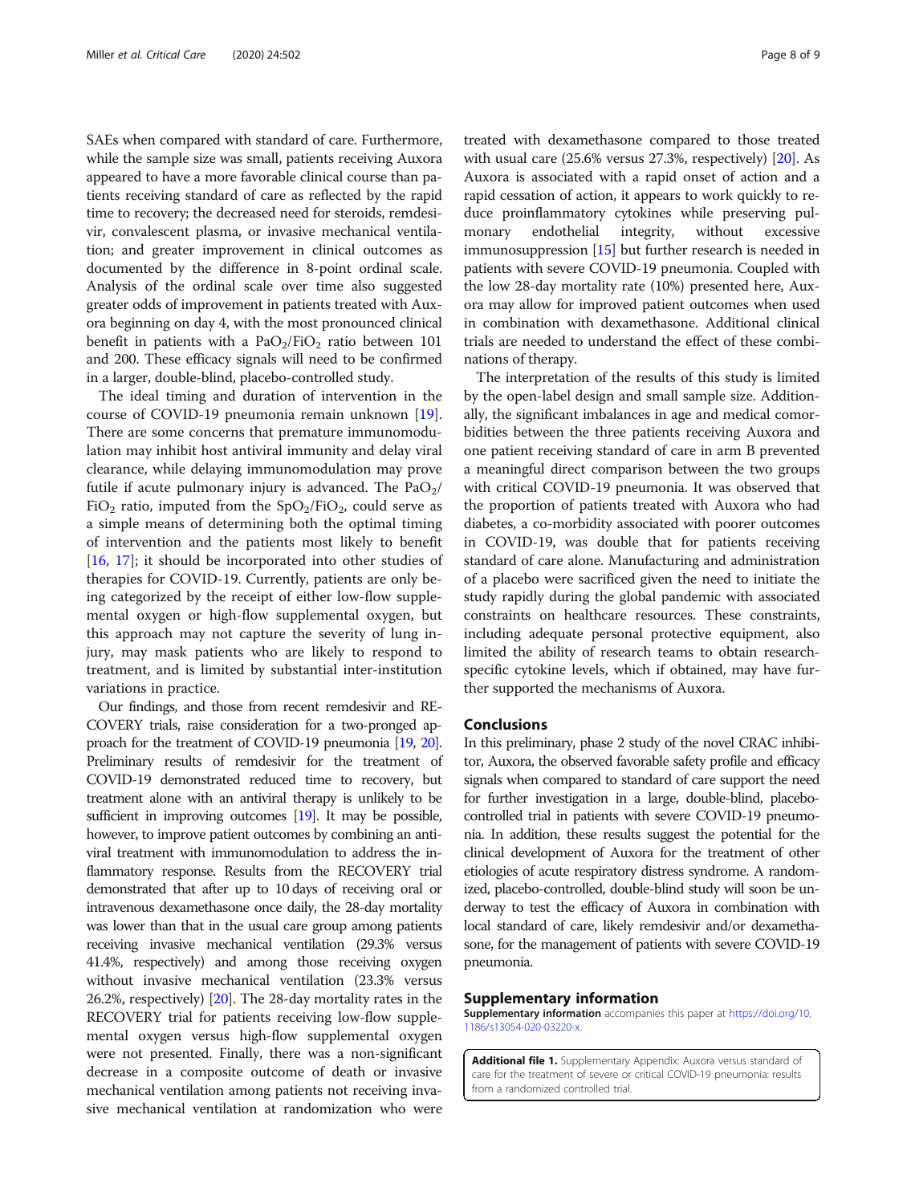SAEs when compared with standard of care. Furthermore, while the sample size was small, patients receiving Auxora appeared to have a more favorable clinical course than patients receiving standard of care as reflected by the rapid time to recovery; the decreased need for steroids, remdesivir, convalescent plasma, or invasive mechanical ventilation; and greater improvement in clinical outcomes as documented by the difference in 8-point ordinal scale. Analysis of the ordinal scale over time also suggested greater odds of improvement in patients treated with Auxora beginning on day 4, with the most pronounced clinical benefit in patients with a $PaO_2/FiO_2$ ratio between 101 and 200. These efficacy signals will need to be confirmed in a larger, double-blind, placebo-controlled study.

The ideal timing and duration of intervention in the course of COVID-19 pneumonia remain unknown [19]. There are some concerns that premature immunomodulation may inhibit host antiviral immunity and delay viral clearance, while delaying immunomodulation may prove futile if acute pulmonary injury is advanced. The $PaO_2/FiO_2$ ratio, imputed from the $SpO_2/FiO_2$, could serve as a simple means of determining both the optimal timing of intervention and the patients most likely to benefit [16, 17]; it should be incorporated into other studies of therapies for COVID-19. Currently, patients are only being categorized by the receipt of either low-flow supplemental oxygen or high-flow supplemental oxygen, but this approach may not capture the severity of lung injury, may mask patients who are likely to respond to treatment, and is limited by substantial inter-institution variations in practice.

Our findings, and those from recent remdesivir and RECOVERY trials, raise consideration for a two-pronged approach for the treatment of COVID-19 pneumonia [19, 20]. Preliminary results of remdesivir for the treatment of COVID-19 demonstrated reduced time to recovery, but treatment alone with an antiviral therapy is unlikely to be sufficient in improving outcomes [19]. It may be possible, however, to improve patient outcomes by combining an antiviral treatment with immunomodulation to address the inflammatory response. Results from the RECOVERY trial demonstrated that after up to 10 days of receiving oral or intravenous dexamethasone once daily, the 28-day mortality was lower than that in the usual care group among patients receiving invasive mechanical ventilation (29.3% versus 41.4%, respectively) and among those receiving oxygen without invasive mechanical ventilation (23.3% versus 26.2%, respectively) [20]. The 28-day mortality rates in the RECOVERY trial for patients receiving low-flow supplemental oxygen versus high-flow supplemental oxygen were not presented. Finally, there was a non-significant decrease in a composite outcome of death or invasive mechanical ventilation among patients not receiving invasive mechanical ventilation at randomization who were treated with dexamethasone compared to those treated with usual care (25.6% versus 27.3%, respectively) [20]. As Auxora is associated with a rapid onset of action and a rapid cessation of action, it appears to work quickly to reduce proinflammatory cytokines while preserving pulmonary endothelial integrity, without excessive immunosuppression [15] but further research is needed in patients with severe COVID-19 pneumonia. Coupled with the low 28-day mortality rate (10%) presented here, Auxora may allow for improved patient outcomes when used in combination with dexamethasone. Additional clinical trials are needed to understand the effect of these combinations of therapy.

The interpretation of the results of this study is limited by the open-label design and small sample size. Additionally, the significant imbalances in age and medical comorbidities between the three patients receiving Auxora and one patient receiving standard of care in arm B prevented a meaningful direct comparison between the two groups with critical COVID-19 pneumonia. It was observed that the proportion of patients treated with Auxora who had diabetes, a co-morbidity associated with poorer outcomes in COVID-19, was double that for patients receiving standard of care alone. Manufacturing and administration of a placebo were sacrificed given the need to initiate the study rapidly during the global pandemic with associated constraints on healthcare resources. These constraints, including adequate personal protective equipment, also limited the ability of research teams to obtain research-specific cytokine levels, which if obtained, may have further supported the mechanisms of Auxora.

## Conclusions

In this preliminary, phase 2 study of the novel CRAC inhibitor, Auxora, the observed favorable safety profile and efficacy signals when compared to standard of care support the need for further investigation in a large, double-blind, placebo-controlled trial in patients with severe COVID-19 pneumonia. In addition, these results suggest the potential for the clinical development of Auxora for the treatment of other etiologies of acute respiratory distress syndrome. A randomized, placebo-controlled, double-blind study will soon be underway to test the efficacy of Auxora in combination with local standard of care, likely remdesivir and/or dexamethasone, for the management of patients with severe COVID-19 pneumonia.

## Supplementary information

**Supplementary information** accompanies this paper at https://doi.org/10.1186/s13054-020-03220-x.

**Additional file 1.** Supplementary Appendix: Auxora versus standard of care for the treatment of severe or critical COVID-19 pneumonia: results from a randomized controlled trial.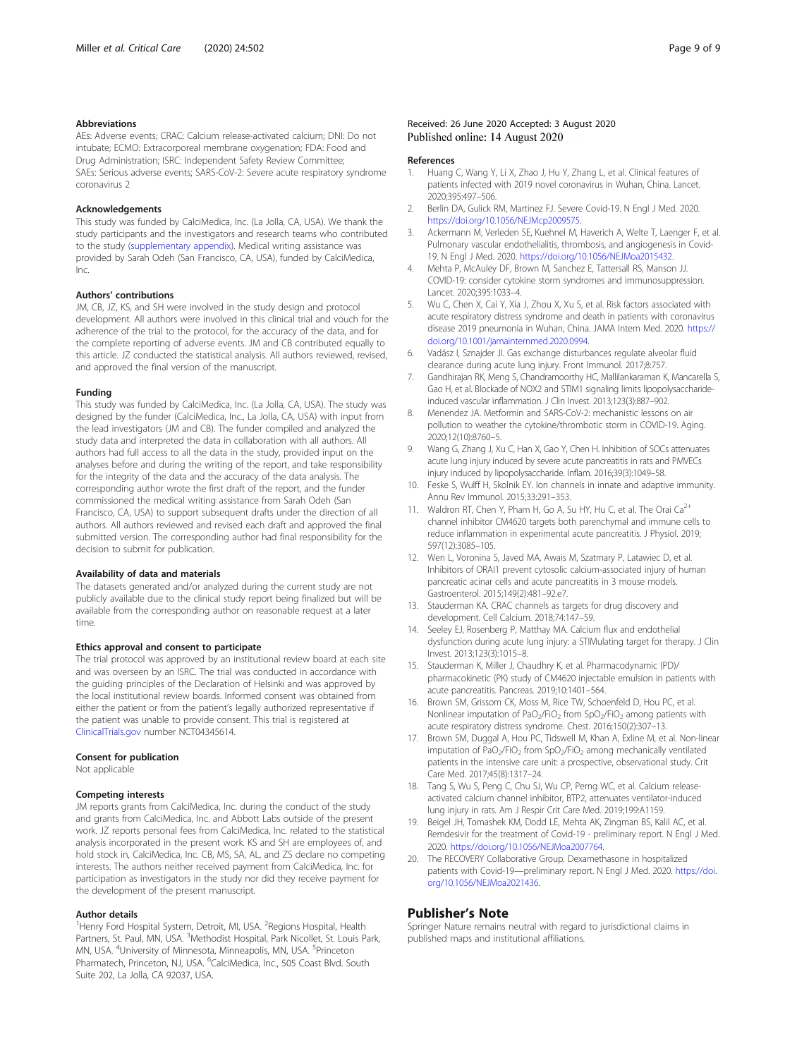### Abbreviations

AEs: Adverse events; CRAC: Calcium release-activated calcium; DNI: Do not intubate; ECMO: Extracorporeal membrane oxygenation; FDA: Food and Drug Administration; ISRC: Independent Safety Review Committee; SAEs: Serious adverse events; SARS-CoV-2: Severe acute respiratory syndrome coronavirus 2

### Acknowledgements

This study was funded by CalciMedica, Inc. (La Jolla, CA, USA). We thank the study participants and the investigators and research teams who contributed to the study (supplementary appendix). Medical writing assistance was provided by Sarah Odeh (San Francisco, CA, USA), funded by CalciMedica, Inc.

### Authors' contributions

JM, CB, JZ, KS, and SH were involved in the study design and protocol development. All authors were involved in this clinical trial and vouch for the adherence of the trial to the protocol, for the accuracy of the data, and for the complete reporting of adverse events. JM and CB contributed equally to this article. JZ conducted the statistical analysis. All authors reviewed, revised, and approved the final version of the manuscript.

### Funding

This study was funded by CalciMedica, Inc. (La Jolla, CA, USA). The study was designed by the funder (CalciMedica, Inc., La Jolla, CA, USA) with input from the lead investigators (JM and CB). The funder compiled and analyzed the study data and interpreted the data in collaboration with all authors. All authors had full access to all the data in the study, provided input on the analyses before and during the writing of the report, and take responsibility for the integrity of the data and the accuracy of the data analysis. The corresponding author wrote the first draft of the report, and the funder commissioned the medical writing assistance from Sarah Odeh (San Francisco, CA, USA) to support subsequent drafts under the direction of all authors. All authors reviewed and revised each draft and approved the final submitted version. The corresponding author had final responsibility for the decision to submit for publication.

### Availability of data and materials

The datasets generated and/or analyzed during the current study are not publicly available due to the clinical study report being finalized but will be available from the corresponding author on reasonable request at a later time.

### Ethics approval and consent to participate

The trial protocol was approved by an institutional review board at each site and was overseen by an ISRC. The trial was conducted in accordance with the guiding principles of the Declaration of Helsinki and was approved by the local institutional review boards. Informed consent was obtained from either the patient or from the patient's legally authorized representative if the patient was unable to provide consent. This trial is registered at ClinicalTrials.gov number NCT04345614.

### Consent for publication

Not applicable

### Competing interests

JM reports grants from CalciMedica, Inc. during the conduct of the study and grants from CalciMedica, Inc. and Abbott Labs outside of the present work. JZ reports personal fees from CalciMedica, Inc. related to the statistical analysis incorporated in the present work. KS and SH are employees of, and hold stock in, CalciMedica, Inc. CB, MS, SA, AL, and ZS declare no competing interests. The authors neither received payment from CalciMedica, Inc. for participation as investigators in the study nor did they receive payment for the development of the present manuscript.

### Author details

[1]Henry Ford Hospital System, Detroit, MI, USA. [2]Regions Hospital, Health Partners, St. Paul, MN, USA. [3]Methodist Hospital, Park Nicollet, St. Louis Park, MN, USA. [4]University of Minnesota, Minneapolis, MN, USA. [5]Princeton Pharmatech, Princeton, NJ, USA. [6]CalciMedica, Inc., 505 Coast Blvd. South Suite 202, La Jolla, CA 92037, USA.

Received: 26 June 2020 Accepted: 3 August 2020
Published online: 14 August 2020

### References

1. Huang C, Wang Y, Li X, Zhao J, Hu Y, Zhang L, et al. Clinical features of patients infected with 2019 novel coronavirus in Wuhan, China. Lancet. 2020;395:497–506.
2. Berlin DA, Gulick RM, Martinez FJ. Severe Covid-19. N Engl J Med. 2020. https://doi.org/10.1056/NEJMcp2009575.
3. Ackermann M, Verleden SE, Kuehnel M, Haverich A, Welte T, Laenger F, et al. Pulmonary vascular endothelialitis, thrombosis, and angiogenesis in Covid-19. N Engl J Med. 2020. https://doi.org/10.1056/NEJMoa2015432.
4. Mehta P, McAuley DF, Brown M, Sanchez E, Tattersall RS, Manson JJ. COVID-19: consider cytokine storm syndromes and immunosuppression. Lancet. 2020;395:1033–4.
5. Wu C, Chen X, Cai Y, Xia J, Zhou X, Xu S, et al. Risk factors associated with acute respiratory distress syndrome and death in patients with coronavirus disease 2019 pneumonia in Wuhan, China. JAMA Intern Med. 2020. https://doi.org/10.1001/jamainternmed.2020.0994.
6. Vadász I, Sznajder JI. Gas exchange disturbances regulate alveolar fluid clearance during acute lung injury. Front Immunol. 2017;8:757.
7. Gandhirajan RK, Meng S, Chandramoorthy HC, Mallilankaraman K, Mancarella S, Gao H, et al. Blockade of NOX2 and STIM1 signaling limits lipopolysaccharide-induced vascular inflammation. J Clin Invest. 2013;123(3):887–902.
8. Menendez JA. Metformin and SARS-CoV-2: mechanistic lessons on air pollution to weather the cytokine/thrombotic storm in COVID-19. Aging. 2020;12(10):8760–5.
9. Wang G, Zhang J, Xu C, Han X, Gao Y, Chen H. Inhibition of SOCs attenuates acute lung injury induced by severe acute pancreatitis in rats and PMVECs injury induced by lipopolysaccharide. Inflam. 2016;39(3):1049–58.
10. Feske S, Wulff H, Skolnik EY. Ion channels in innate and adaptive immunity. Annu Rev Immunol. 2015;33:291–353.
11. Waldron RT, Chen Y, Pham H, Go A, Su HY, Hu C, et al. The Orai $Ca^{2+}$ channel inhibitor CM4620 targets both parenchymal and immune cells to reduce inflammation in experimental acute pancreatitis. J Physiol. 2019; 597(12):3085–105.
12. Wen L, Voronina S, Javed MA, Awais M, Szatmary P, Latawiec D, et al. Inhibitors of ORAI1 prevent cytosolic calcium-associated injury of human pancreatic acinar cells and acute pancreatitis in 3 mouse models. Gastroenterol. 2015;149(2):481–92.e7.
13. Stauderman KA. CRAC channels as targets for drug discovery and development. Cell Calcium. 2018;74:147–59.
14. Seeley EJ, Rosenberg P, Matthay MA. Calcium flux and endothelial dysfunction during acute lung injury: a STIMulating target for therapy. J Clin Invest. 2013;123(3):1015–8.
15. Stauderman K, Miller J, Chaudhry K, et al. Pharmacodynamic (PD)/ pharmacokinetic (PK) study of CM4620 injectable emulsion in patients with acute pancreatitis. Pancreas. 2019;10:1401–564.
16. Brown SM, Grissom CK, Moss M, Rice TW, Schoenfeld D, Hou PC, et al. Nonlinear imputation of $PaO_2/FiO_2$ from $SpO_2/FiO_2$ among patients with acute respiratory distress syndrome. Chest. 2016;150(2):307–13.
17. Brown SM, Duggal A, Hou PC, Tidswell M, Khan A, Exline M, et al. Non-linear imputation of $PaO_2/FiO_2$ from $SpO_2/FiO_2$ among mechanically ventilated patients in the intensive care unit: a prospective, observational study. Crit Care Med. 2017;45(8):1317–24.
18. Tang S, Wu S, Peng C, Chu SJ, Wu CP, Perng WC, et al. Calcium release-activated calcium channel inhibitor, BTP2, attenuates ventilator-induced lung injury in rats. Am J Respir Crit Care Med. 2019;199:A1159.
19. Beigel JH, Tomashek KM, Dodd LE, Mehta AK, Zingman BS, Kalil AC, et al. Remdesivir for the treatment of Covid-19 - preliminary report. N Engl J Med. 2020. https://doi.org/10.1056/NEJMoa2007764.
20. The RECOVERY Collaborative Group. Dexamethasone in hospitalized patients with Covid-19—preliminary report. N Engl J Med. 2020. https://doi.org/10.1056/NEJMoa2021436.

## Publisher's Note

Springer Nature remains neutral with regard to jurisdictional claims in published maps and institutional affiliations.